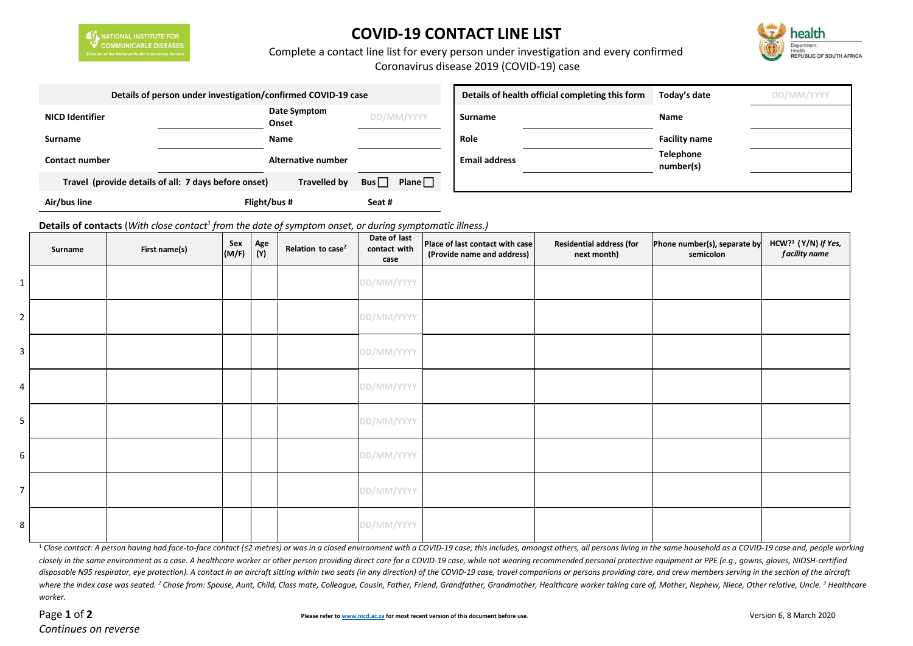NATIONAL INSTITUTE FOR COMMUNICABLE DISEASES
Division of the National Health Laboratory Service

# COVID-19 CONTACT LINE LIST

health
Department: Health
REPUBLIC OF SOUTH AFRICA

Complete a contact line list for every person under investigation and every confirmed Coronavirus disease 2019 (COVID-19) case

| Details of person under investigation/confirmed COVID-19 case | | | |
|---|---|---|---|
| **NICD Identifier** | | **Date Symptom Onset** | DD/MM/YYYY |
| **Surname** | | **Name** | |
| **Contact number** | | **Alternative number** | |
| **Travel (provide details of all: 7 days before onset)** | | **Travelled by** | **Bus** ☐ **Plane** ☐ |
| **Air/bus line** | | **Flight/bus #** | **Seat #** |

| Details of health official completing this form | | **Today's date** | DD/MM/YYYY |
|---|---|---|---|
| **Surname** | | **Name** | |
| **Role** | | **Facility name** | |
| **Email address** | | **Telephone number(s)** | |

**Details of contacts** (*With close contact[1] from the date of symptom onset, or during symptomatic illness.)*

| | Surname | First name(s) | Sex (M/F) | Age (Y) | Relation to case[2] | Date of last contact with case | Place of last contact with case (Provide name and address) | Residential address (for next month) | Phone number(s), separate by semicolon | HCW?[3] (Y/N) *If Yes, facility name* |
|---|---|---|---|---|---|---|---|---|---|---|
| 1 | | | | | | DD/MM/YYYY | | | | |
| 2 | | | | | | DD/MM/YYYY | | | | |
| 3 | | | | | | DD/MM/YYYY | | | | |
| 4 | | | | | | DD/MM/YYYY | | | | |
| 5 | | | | | | DD/MM/YYYY | | | | |
| 6 | | | | | | DD/MM/YYYY | | | | |
| 7 | | | | | | DD/MM/YYYY | | | | |
| 8 | | | | | | DD/MM/YYYY | | | | |

*[1] Close contact: A person having had face-to-face contact (≤2 metres) or was in a closed environment with a COVID-19 case; this includes, amongst others, all persons living in the same household as a COVID-19 case and, people working closely in the same environment as a case. A healthcare worker or other person providing direct care for a COVID-19 case, while not wearing recommended personal protective equipment or PPE (e.g., gowns, gloves, NIOSH-certified disposable N95 respirator, eye protection). A contact in an aircraft sitting within two seats (in any direction) of the COVID-19 case, travel companions or persons providing care, and crew members serving in the section of the aircraft where the index case was seated. [2] Chose from: Spouse, Aunt, Child, Class mate, Colleague, Cousin, Father, Friend, Grandfather, Grandmother, Healthcare worker taking care of, Mother, Nephew, Niece, Other relative, Uncle. [3] Healthcare worker.*

**Please refer to www.nicd.ac.za for most recent version of this document before use.**

Version 6, 8 March 2020

*Continues on reverse*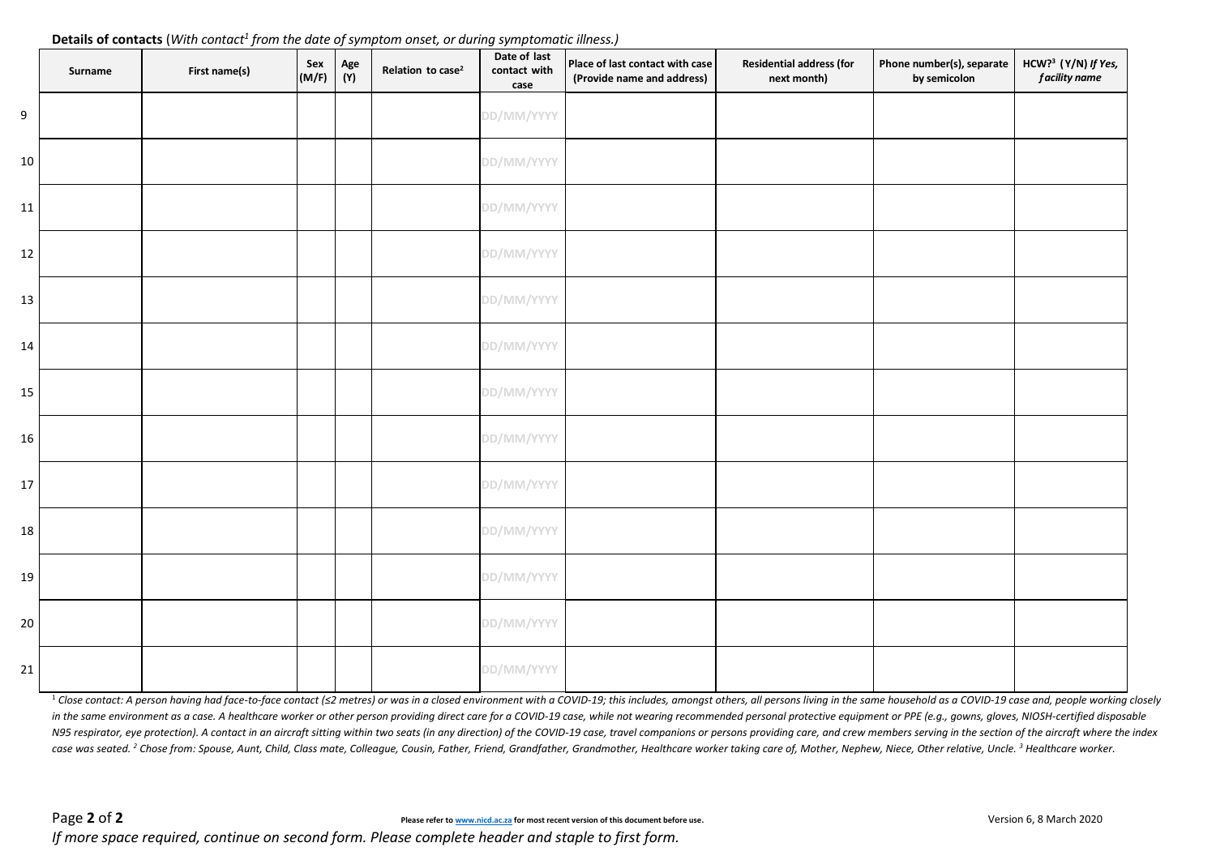**Details of contacts** (*With contact[1] from the date of symptom onset, or during symptomatic illness.)*

| | Surname | First name(s) | Sex (M/F) | Age (Y) | Relation to case[2] | Date of last contact with case | Place of last contact with case (Provide name and address) | Residential address (for next month) | Phone number(s), separate by semicolon | HCW?[3] (Y/N) *If Yes, facility name* |
|---|---|---|---|---|---|---|---|---|---|---|
| 9 | | | | | | DD/MM/YYYY | | | | |
| 10 | | | | | | DD/MM/YYYY | | | | |
| 11 | | | | | | DD/MM/YYYY | | | | |
| 12 | | | | | | DD/MM/YYYY | | | | |
| 13 | | | | | | DD/MM/YYYY | | | | |
| 14 | | | | | | DD/MM/YYYY | | | | |
| 15 | | | | | | DD/MM/YYYY | | | | |
| 16 | | | | | | DD/MM/YYYY | | | | |
| 17 | | | | | | DD/MM/YYYY | | | | |
| 18 | | | | | | DD/MM/YYYY | | | | |
| 19 | | | | | | DD/MM/YYYY | | | | |
| 20 | | | | | | DD/MM/YYYY | | | | |
| 21 | | | | | | DD/MM/YYYY | | | | |

*[1] Close contact: A person having had face-to-face contact (≤2 metres) or was in a closed environment with a COVID-19; this includes, amongst others, all persons living in the same household as a COVID-19 case and, people working closely in the same environment as a case. A healthcare worker or other person providing direct care for a COVID-19 case, while not wearing recommended personal protective equipment or PPE (e.g., gowns, gloves, NIOSH-certified disposable N95 respirator, eye protection). A contact in an aircraft sitting within two seats (in any direction) of the COVID-19 case, travel companions or persons providing care, and crew members serving in the section of the aircraft where the index case was seated. [2] Chose from: Spouse, Aunt, Child, Class mate, Colleague, Cousin, Father, Friend, Grandfather, Grandmother, Healthcare worker taking care of, Mother, Nephew, Niece, Other relative, Uncle. [3] Healthcare worker.*

Please refer to www.nicd.ac.za for most recent version of this document before use.

Version 6, 8 March 2020

*If more space required, continue on second form. Please complete header and staple to first form.*